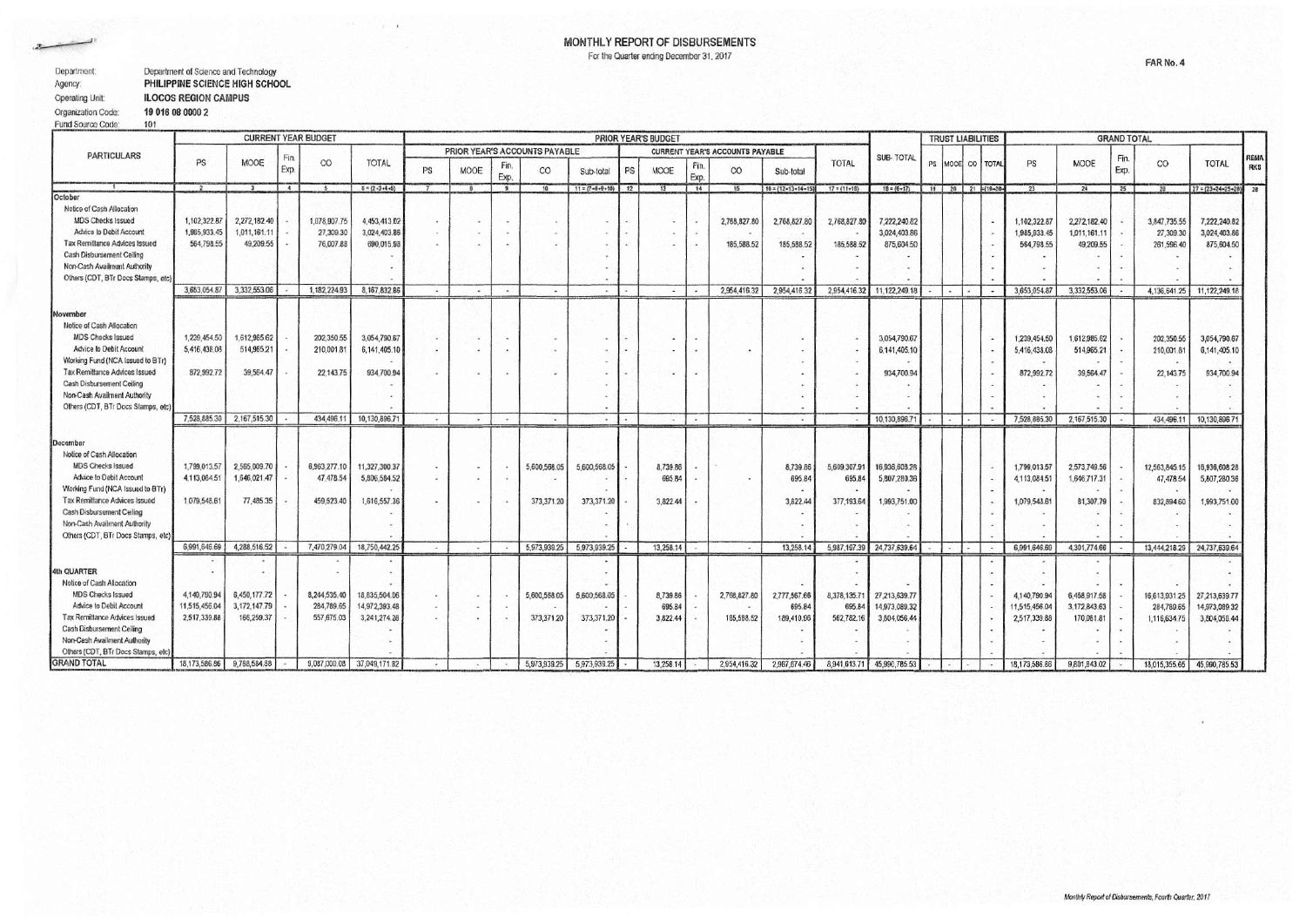# MONTHLY REPORT OF DISBURSEMENTS

For the Quarter ending December 31, 2017

FAR No. 4

Department: Department of Science and Technology
Agency: **PHILIPPINE SCIENCE HIGH SCHOOL**
Operating Unit: **ILOCOS REGION CAMPUS**
Organization Code: **19 016 08 0000 2**
Fund Source Code: 101

| PARTICULARS | CURRENT YEAR BUDGET | | | | | PRIOR YEAR'S BUDGET | | | | | | | | | | | SUB-TOTAL | TRUST LIABILITIES | | | | GRAND TOTAL | | | | | REMARKS |
|---|---|---|---|---|---|---|---|---|---|---|---|---|---|---|---|---|---|---|---|---|---|---|---|---|---|---|---|
| | | | | | | PRIOR YEAR'S ACCOUNTS PAYABLE | | | | | CURRENT YEAR'S ACCOUNTS PAYABLE | | | | | TOTAL | | | | | | | | | | | |
| | PS | MOOE | Fin. Exp. | CO | TOTAL | PS | MOOE | Fin. Exp. | CO | Sub-total | PS | MOOE | Fin. Exp. | CO | Sub-total | | | PS | MOOE | CO | TOTAL | PS | MOOE | Fin. Exp. | CO | TOTAL | |
| 1 | 2 | 3 | 4 | 5 | 6 = (2+3+4+5) | 7 | 8 | 9 | 10 | 11 = (7+8+9+10) | 12 | 13 | 14 | 15 | 16 = (12+13+14+15) | 17 = (11+16) | 18 = (6+17) | 19 | 20 | 21 | 22 = (19+20+21) | 23 | 24 | 25 | 26 | 27 = (23+24+25+26) | 28 |
| **October** | | | | | | | | | | | | | | | | | | | | | | | | | | | |
| Notice of Cash Allocation | | | | | | | | | | | | | | | | | | | | | | | | | | | |
| MDS Checks Issued | 1,102,322.87 | 2,272,182.40 | - | 1,078,907.75 | 4,453,413.02 | - | - | - | | - | | - | - | 2,768,827.80 | 2,768,827.80 | 2,768,827.80 | 7,222,240.82 | | | | - | 1,102,322.87 | 2,272,182.40 | - | 3,847,735.55 | 7,222,240.82 | |
| Advice to Debit Account | 1,985,933.45 | 1,011,161.11 | - | 27,309.30 | 3,024,403.86 | - | - | - | | - | | - | - | - | - | - | 3,024,403.86 | | | | - | 1,985,933.45 | 1,011,161.11 | - | 27,309.30 | 3,024,403.86 | |
| Tax Remittance Advices Issued | 564,798.55 | 49,209.55 | - | 76,007.88 | 690,015.98 | - | - | - | | - | | - | - | 185,588.52 | 185,588.52 | 185,588.52 | 875,604.50 | | | | - | 564,798.55 | 49,209.55 | - | 261,596.40 | 875,604.50 | |
| Cash Disbursement Ceiling | | | | | - | | | | | - | | | | | - | - | - | | | | - | | - | | | - | |
| Non-Cash Availment Authority | | | | | - | | | | | - | | | | | - | - | - | | | | - | | - | | | - | |
| Others (CDT, BTr Docs Stamps, etc) | | | | | - | | | | | - | | | | | - | - | - | | | | - | | - | | | - | |
| | 3,653,054.87 | 3,332,553.06 | - | 1,182,224.93 | 8,167,832.86 | - | - | - | - | - | - | - | - | 2,954,416.32 | 2,954,416.32 | 2,954,416.32 | 11,122,249.18 | - | - | - | - | 3,653,054.87 | 3,332,553.06 | - | 4,136,641.25 | 11,122,249.18 | |
| **November** | | | | | | | | | | | | | | | | | | | | | | | | | | | |
| Notice of Cash Allocation | | | | | | | | | | | | | | | | | | | | | | | | | | | |
| MDS Checks Issued | 1,239,454.50 | 1,612,985.62 | - | 202,350.55 | 3,054,790.67 | - | - | - | | - | | - | - | | - | - | 3,054,790.67 | | | | - | 1,239,454.50 | 1,612,985.62 | - | 202,350.55 | 3,054,790.67 | |
| Advice to Debit Account | 5,416,438.08 | 514,965.21 | - | 210,001.81 | 6,141,405.10 | - | - | - | | - | | - | - | - | - | - | 6,141,405.10 | | | | - | 5,416,438.08 | 514,965.21 | - | 210,001.81 | 6,141,405.10 | |
| Working Fund (NCA Issued to BTr) | | | | | - | | | | | - | | | | | - | - | - | | | | - | | - | | | - | |
| Tax Remittance Advices Issued | 872,992.72 | 39,564.47 | - | 22,143.75 | 934,700.94 | - | - | - | | - | | - | - | | - | - | 934,700.94 | | | | - | 872,992.72 | 39,564.47 | - | 22,143.75 | 934,700.94 | |
| Cash Disbursement Ceiling | | | | | - | | | | | - | | | | | - | - | - | | | | - | | - | | | - | |
| Non-Cash Availment Authority | | | | | - | | | | | - | | | | | - | - | - | | | | - | | - | | | - | |
| Others (CDT, BTr Docs Stamps, etc) | | | | | - | | | | | - | | | | | - | - | - | | | | - | | - | | | - | |
| | 7,528,885.30 | 2,167,515.30 | - | 434,496.11 | 10,130,896.71 | - | - | - | - | - | - | - | - | - | - | - | 10,130,896.71 | - | - | - | - | 7,528,885.30 | 2,167,515.30 | - | 434,496.11 | 10,130,896.71 | |
| **December** | | | | | | | | | | | | | | | | | | | | | | | | | | | |
| Notice of Cash Allocation | | | | | | | | | | | | | | | | | | | | | | | | | | | |
| MDS Checks Issued | 1,799,013.57 | 2,565,009.70 | - | 6,963,277.10 | 11,327,300.37 | - | - | - | 5,600,568.05 | 5,600,568.05 | - | 8,739.86 | - | | 8,739.86 | 5,609,307.91 | 16,936,608.28 | | | | - | 1,799,013.57 | 2,573,749.56 | - | 12,563,845.15 | 16,936,608.28 | |
| Advice to Debit Account | 4,113,064.51 | 1,646,021.47 | - | 47,478.54 | 5,806,564.52 | - | - | - | - | - | - | 695.84 | - | - | 695.84 | 695.84 | 5,807,260.36 | | | | - | 4,113,064.51 | 1,646,717.31 | - | 47,478.54 | 5,807,260.36 | |
| Working Fund (NCA Issued to BTr) | | | | | - | | | | | - | | | | | - | - | - | | | | - | | - | | | - | |
| Tax Remittance Advices Issued | 1,079,548.61 | 77,485.35 | - | 459,523.40 | 1,616,557.36 | - | - | - | 373,371.20 | 373,371.20 | - | 3,822.44 | - | | 3,822.44 | 377,193.64 | 1,993,751.00 | | | | - | 1,079,548.61 | 81,307.79 | - | 832,894.60 | 1,993,751.00 | |
| Cash Disbursement Ceiling | | | | | - | | | | | - | | | | | - | - | - | | | | - | | - | | | - | |
| Non-Cash Availment Authority | | | | | - | | | | | - | | | | | - | - | - | | | | - | | - | | | - | |
| Others (CDT, BTr Docs Stamps, etc) | | | | | - | | | | | - | | | | | - | - | - | | | | - | | - | | | - | |
| | 6,991,646.69 | 4,288,516.52 | - | 7,470,279.04 | 18,750,442.25 | - | - | - | 5,973,939.25 | 5,973,939.25 | - | 13,258.14 | - | - | 13,258.14 | 5,987,197.39 | 24,737,639.64 | - | - | - | - | 6,991,646.69 | 4,301,774.66 | - | 13,444,218.29 | 24,737,639.64 | |
| | - | - | | - | - | | | | | - | | | | | - | - | - | | | | - | - | - | | | - | |
| **4th QUARTER** | | | | | | | | | | | | | | | | | | | | | | | | | | | |
| Notice of Cash Allocation | | | | | | | | | | | | | | | | | | | | | | | | | | | |
| MDS Checks Issued | 4,140,790.94 | 6,450,177.72 | - | 8,244,535.40 | 18,835,504.06 | - | - | - | 5,600,568.05 | 5,600,568.05 | - | 8,739.86 | - | 2,768,827.80 | 2,777,567.66 | 8,378,135.71 | 27,213,639.77 | | | | - | 4,140,790.94 | 6,458,917.58 | - | 16,613,931.25 | 27,213,639.77 | |
| Advice to Debit Account | 11,515,456.04 | 3,172,147.79 | - | 284,789.65 | 14,972,393.48 | - | - | - | - | - | - | 695.84 | - | - | 695.84 | 695.84 | 14,973,089.32 | | | | - | 11,515,456.04 | 3,172,843.63 | - | 284,789.65 | 14,973,089.32 | |
| Tax Remittance Advices Issued | 2,517,339.88 | 166,259.37 | - | 557,675.03 | 3,241,274.28 | - | - | - | 373,371.20 | 373,371.20 | - | 3,822.44 | - | 185,588.52 | 189,410.96 | 562,782.16 | 3,804,056.44 | | | | - | 2,517,339.88 | 170,081.81 | - | 1,116,634.75 | 3,804,056.44 | |
| Cash Disbursement Ceiling | | | | | - | | | | | - | | | | | - | - | - | | | | - | | - | | | - | |
| Non-Cash Availment Authority | | | | | - | | | | | - | | | | | - | - | - | | | | - | | - | | | - | |
| Others (CDT, BTr Docs Stamps, etc) | | | | | - | | | | | - | | | | | - | - | - | | | | - | | - | | | - | |
| **GRAND TOTAL** | 18,173,586.86 | 9,788,584.88 | - | 9,087,000.08 | 37,049,171.82 | - | - | - | 5,973,939.25 | 5,973,939.25 | - | 13,258.14 | - | 2,954,416.32 | 2,967,674.46 | 8,941,613.71 | 45,990,785.53 | - | - | - | - | 18,173,586.86 | 9,801,843.02 | - | 18,015,355.65 | 45,990,785.53 | |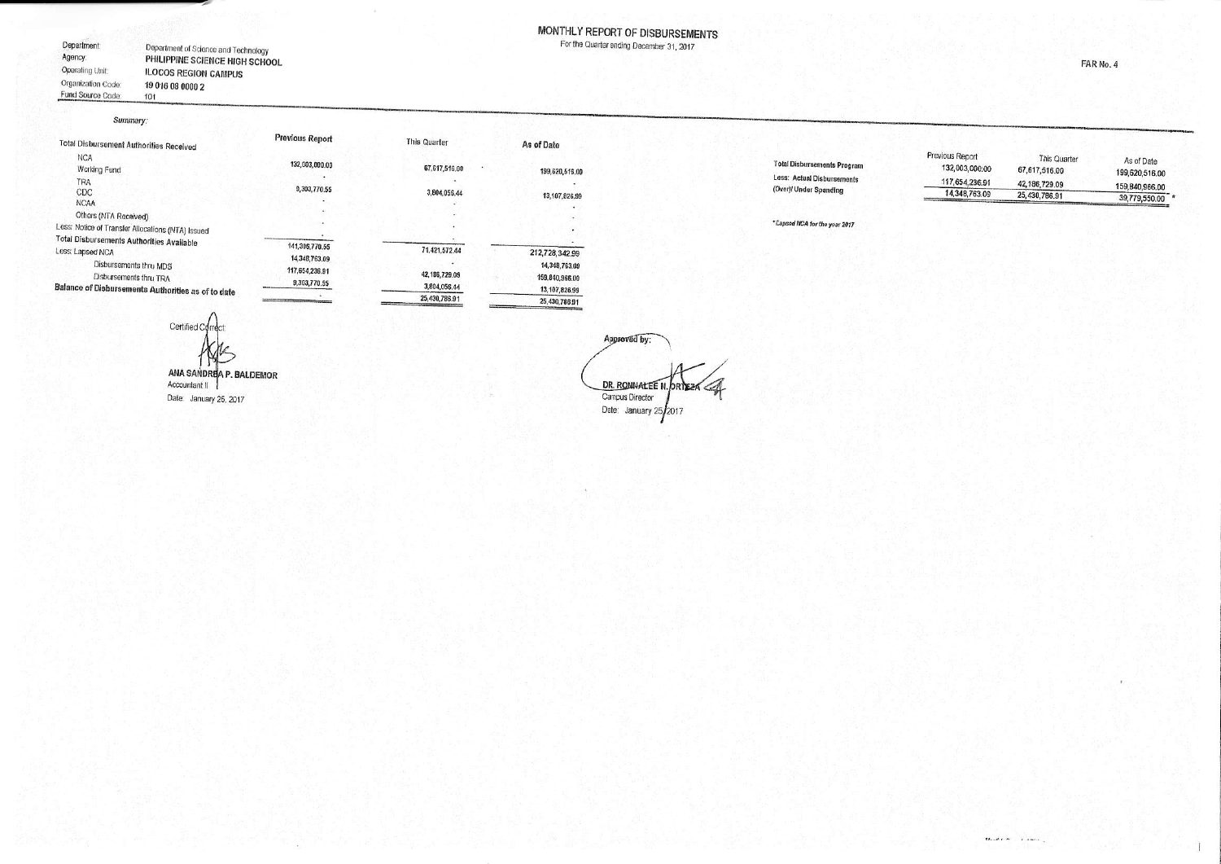# MONTHLY REPORT OF DISBURSEMENTS

For the Quarter ending December 31, 2017

FAR No. 4

Department: Department of Science and Technology
Agency: **PHILIPPINE SCIENCE HIGH SCHOOL**
Operating Unit: **ILOCOS REGION CAMPUS**
Organization Code: **19 016 03 0000 2**
Fund Source Code: 101

*Summary:*

| | Previous Report | This Quarter | As of Date |
|---|---|---|---|
| **Total Disbursement Authorities Received** | | | |
| NCA | 132,003,000.00 | 67,617,516.00 | 199,620,516.00 |
| Working Fund | - | - | - |
| TRA | | | |
| CDC | 9,303,770.55 | 3,804,056.44 | 13,107,826.99 |
| NCAA | - | - | - |
| Others (NTA Received) | - | - | - |
| Less: Notice of Transfer Allocations (NTA) Issued | - | - | - |
| **Total Disbursements Authorities Available** | 141,306,770.55 | 71,421,572.44 | 212,728,342.99 |
| Less: Lapsed NCA | 14,348,763.09 | - | 14,348,763.09 |
| Disbursements thru MDS | 117,654,236.91 | 42,186,729.09 | 159,840,966.00 |
| Disbursements thru TRA | 9,303,770.55 | 3,804,056.44 | 13,107,826.99 |
| **Balance of Disbursements Authorities as of to date** | - | 25,430,786.91 | 25,430,786.91 |

| | Previous Report | This Quarter | As of Date |
|---|---|---|---|
| **Total Disbursements Program** | 132,003,000.00 | 67,617,516.00 | 199,620,516.00 |
| **Less: Actual Disbursements** | 117,654,236.91 | 42,186,729.09 | 159,840,966.00 |
| **(Over)/ Under Spending** | 14,348,763.09 | 25,430,786.91 | 39,779,550.00 * |

*Lapsed NCA for the year 2017*

Certified Correct:

**ANA SANDREA P. BALDEMOR**
Accountant II
Date: January 25, 2017

Approved by:

**DR. RONNALEE N. ORTEZA**
Campus Director
Date: January 25, 2017